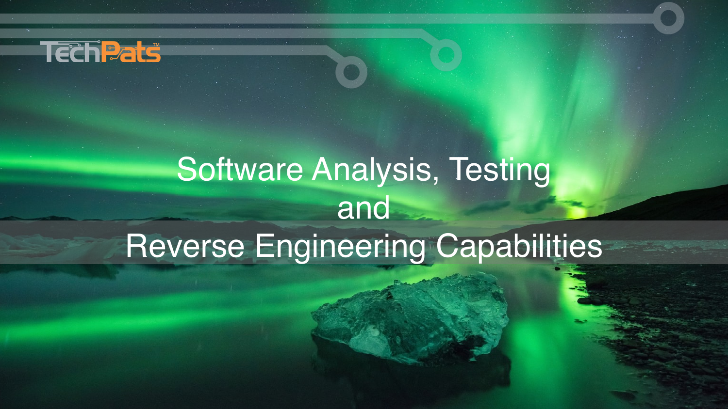# Software Analysis, Testing and Reverse Engineering Capabilities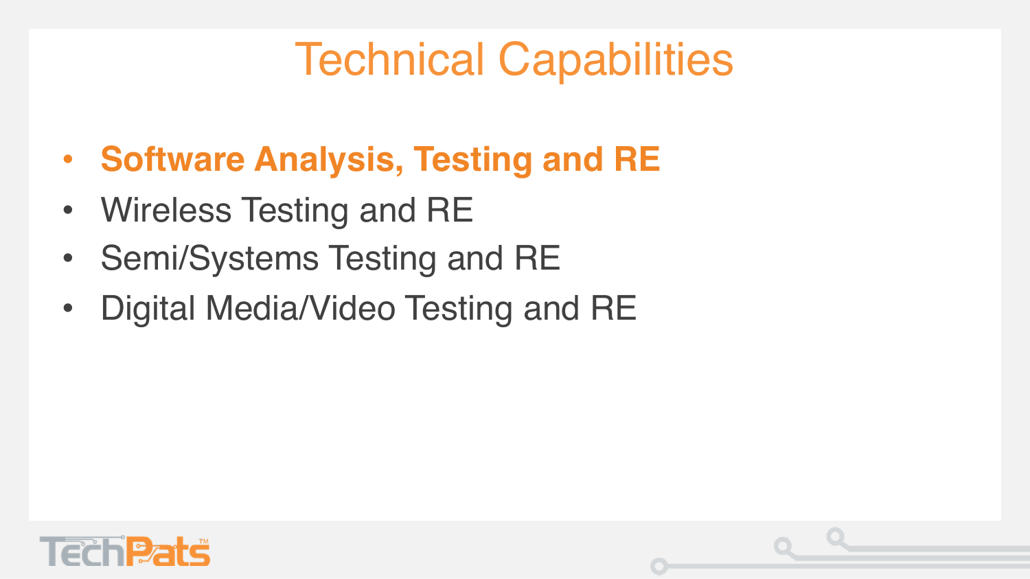# Technical Capabilities

- **Software Analysis, Testing and RE**
- Wireless Testing and RE
- Semi/Systems Testing and RE
- Digital Media/Video Testing and RE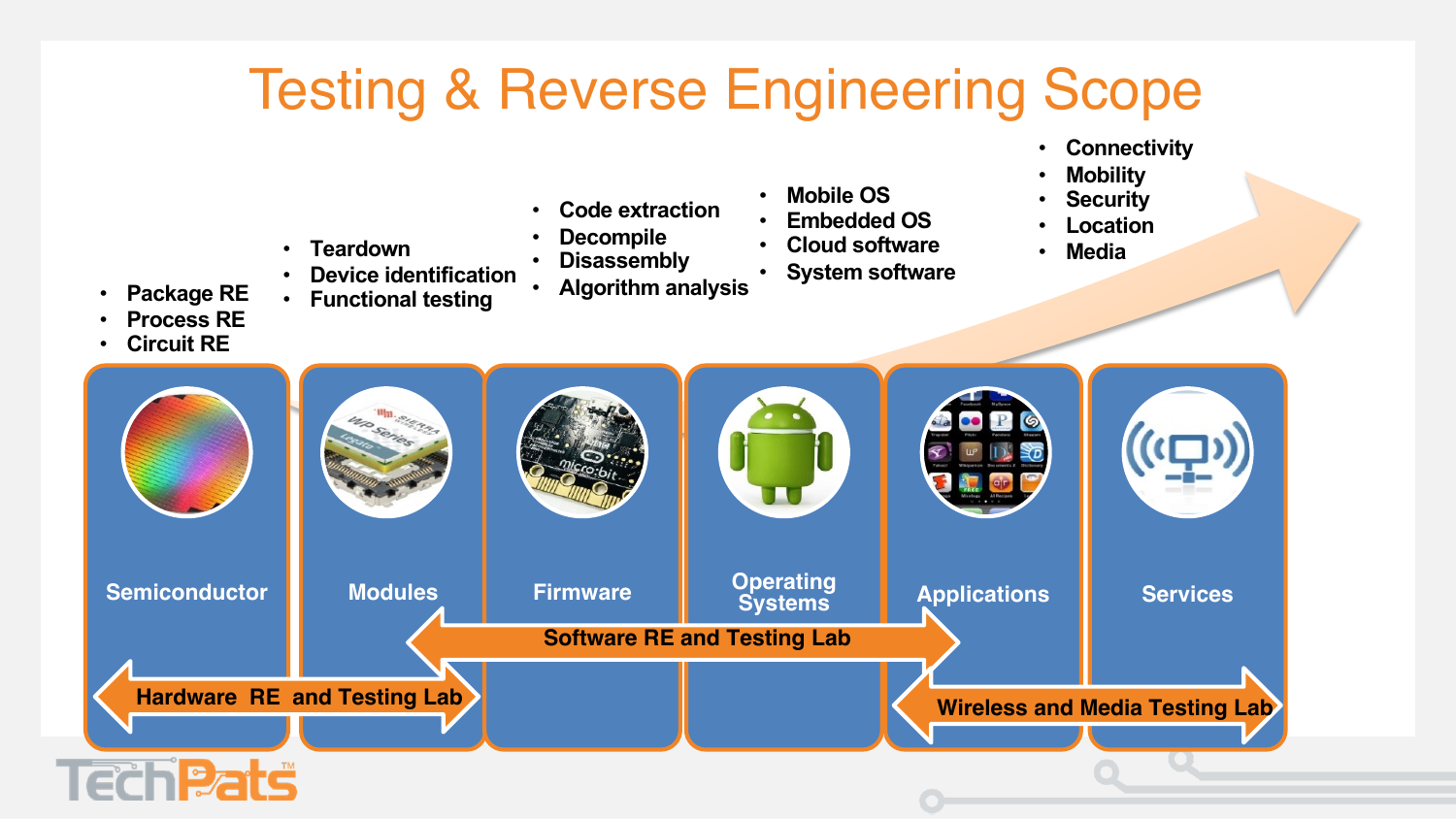# Testing & Reverse Engineering Scope

**Semiconductor**
- Package RE
- Process RE
- Circuit RE

**Modules**
- Teardown
- Device identification
- Functional testing

**Firmware**
- Code extraction
- Decompile
- Disassembly
- Algorithm analysis

**Operating Systems**
- Mobile OS
- Embedded OS
- Cloud software
- System software

**Applications**

**Services**
- Connectivity
- Mobility
- Security
- Location
- Media

Hardware RE and Testing Lab

Software RE and Testing Lab

Wireless and Media Testing Lab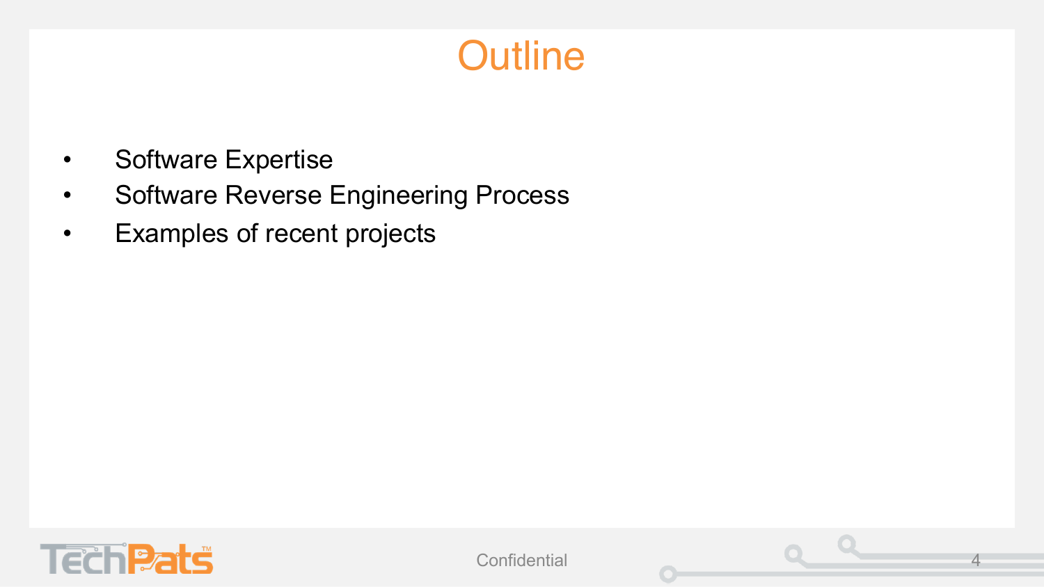# Outline

- Software Expertise
- Software Reverse Engineering Process
- Examples of recent projects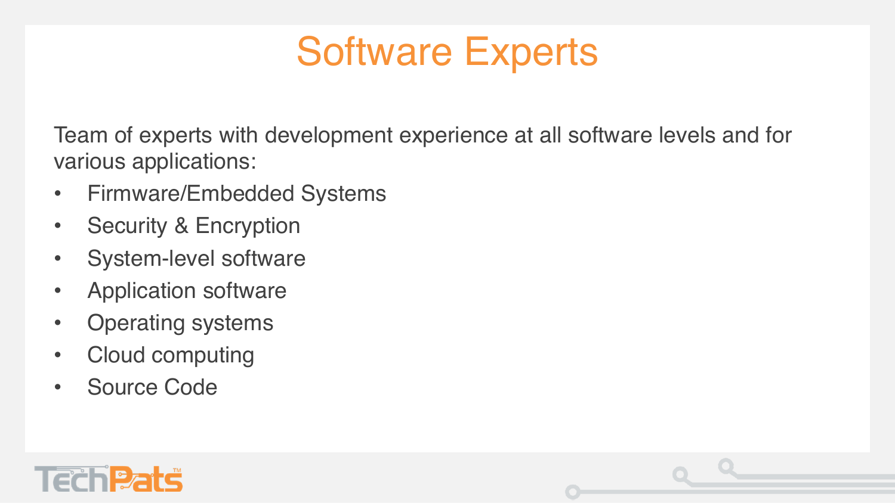# Software Experts

Team of experts with development experience at all software levels and for various applications:

- Firmware/Embedded Systems
- Security & Encryption
- System-level software
- Application software
- Operating systems
- Cloud computing
- Source Code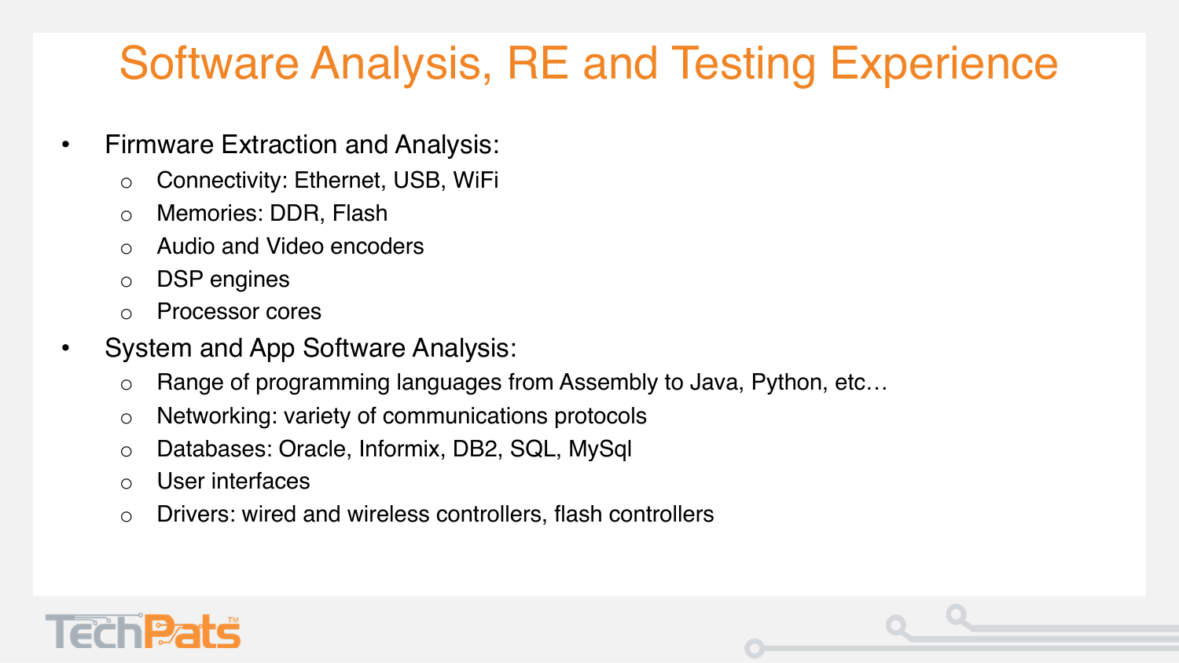# Software Analysis, RE and Testing Experience

- Firmware Extraction and Analysis:
  - Connectivity: Ethernet, USB, WiFi
  - Memories: DDR, Flash
  - Audio and Video encoders
  - DSP engines
  - Processor cores
- System and App Software Analysis:
  - Range of programming languages from Assembly to Java, Python, etc…
  - Networking: variety of communications protocols
  - Databases: Oracle, Informix, DB2, SQL, MySql
  - User interfaces
  - Drivers: wired and wireless controllers, flash controllers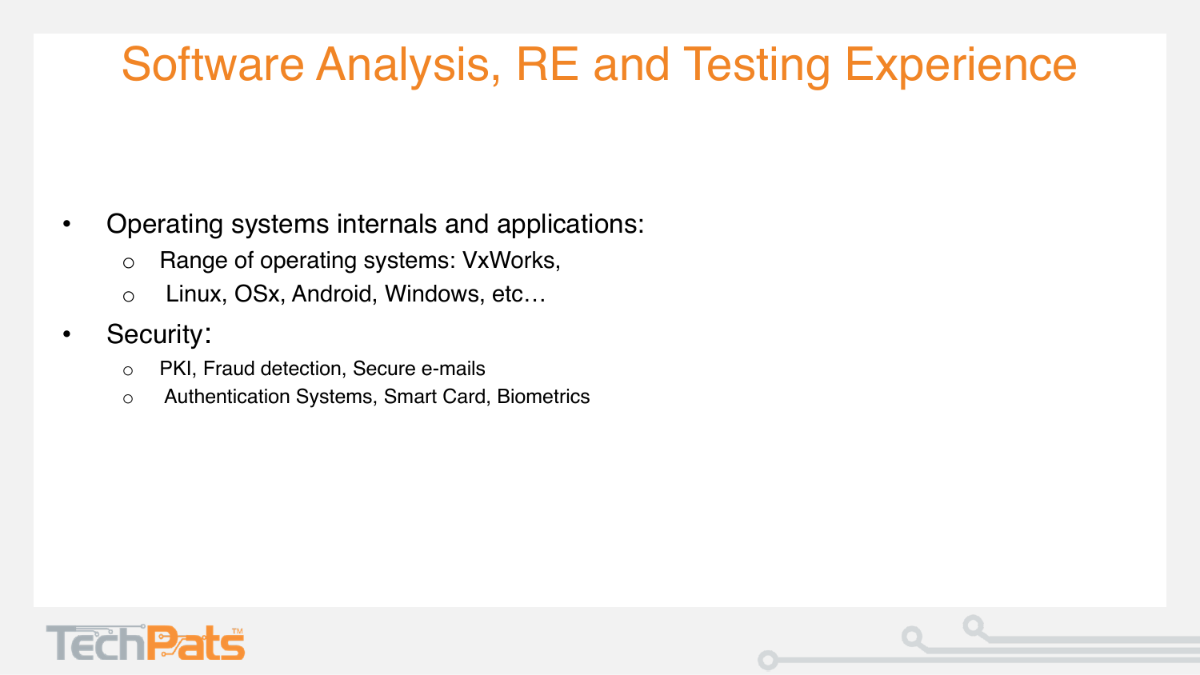# Software Analysis, RE and Testing Experience

- Operating systems internals and applications:
  - Range of operating systems: VxWorks,
  - Linux, OSx, Android, Windows, etc…
- Security:
  - PKI, Fraud detection, Secure e-mails
  - Authentication Systems, Smart Card, Biometrics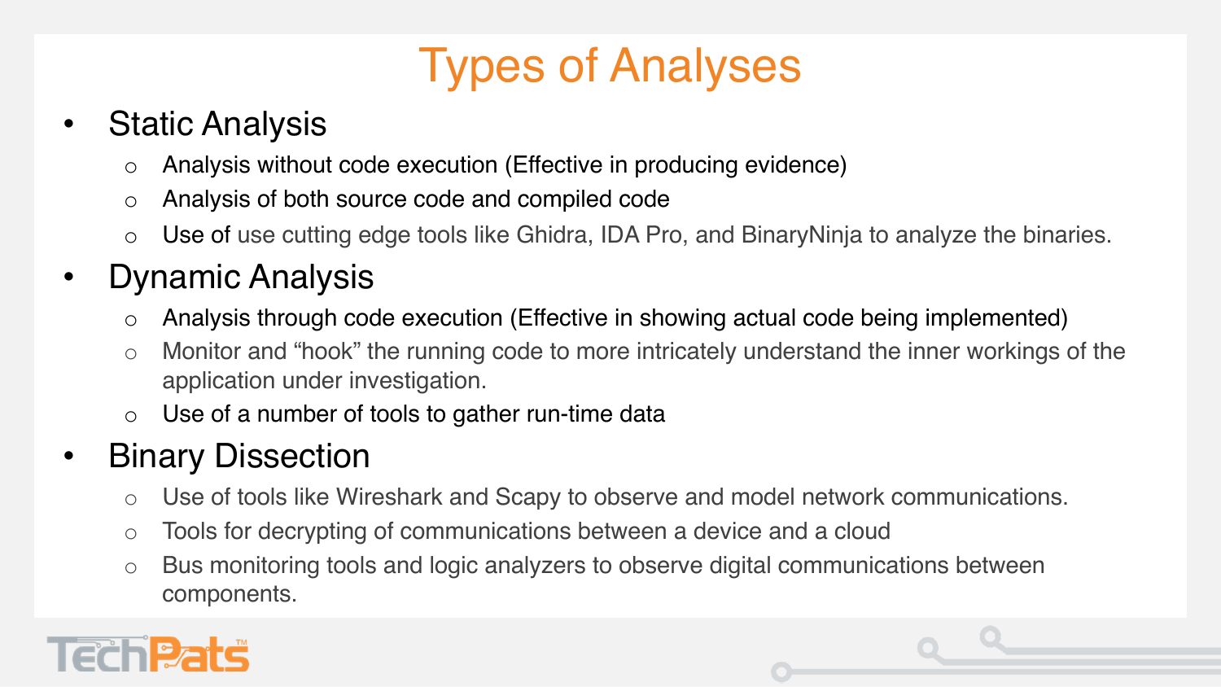# Types of Analyses

- Static Analysis
  - Analysis without code execution (Effective in producing evidence)
  - Analysis of both source code and compiled code
  - Use of use cutting edge tools like Ghidra, IDA Pro, and BinaryNinja to analyze the binaries.
- Dynamic Analysis
  - Analysis through code execution (Effective in showing actual code being implemented)
  - Monitor and "hook" the running code to more intricately understand the inner workings of the application under investigation.
  - Use of a number of tools to gather run-time data
- Binary Dissection
  - Use of tools like Wireshark and Scapy to observe and model network communications.
  - Tools for decrypting of communications between a device and a cloud
  - Bus monitoring tools and logic analyzers to observe digital communications between components.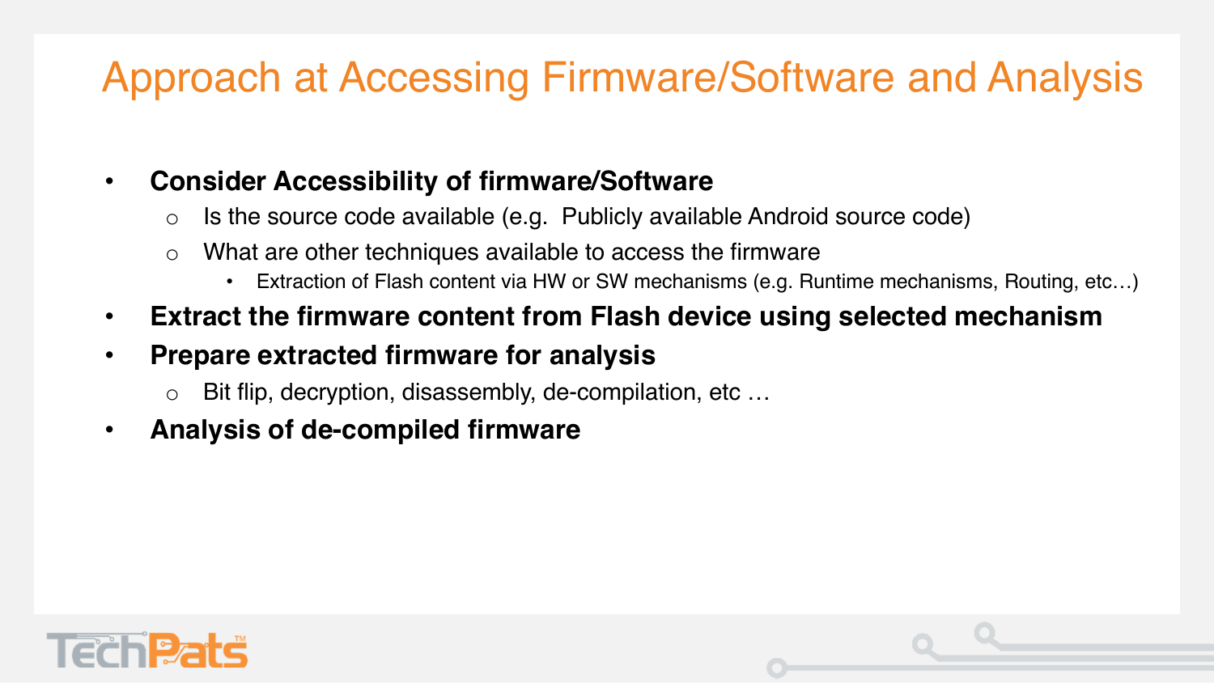# Approach at Accessing Firmware/Software and Analysis

- **Consider Accessibility of firmware/Software**
  - Is the source code available (e.g. Publicly available Android source code)
  - What are other techniques available to access the firmware
    - Extraction of Flash content via HW or SW mechanisms (e.g. Runtime mechanisms, Routing, etc…)
- **Extract the firmware content from Flash device using selected mechanism**
- **Prepare extracted firmware for analysis**
  - Bit flip, decryption, disassembly, de-compilation, etc …
- **Analysis of de-compiled firmware**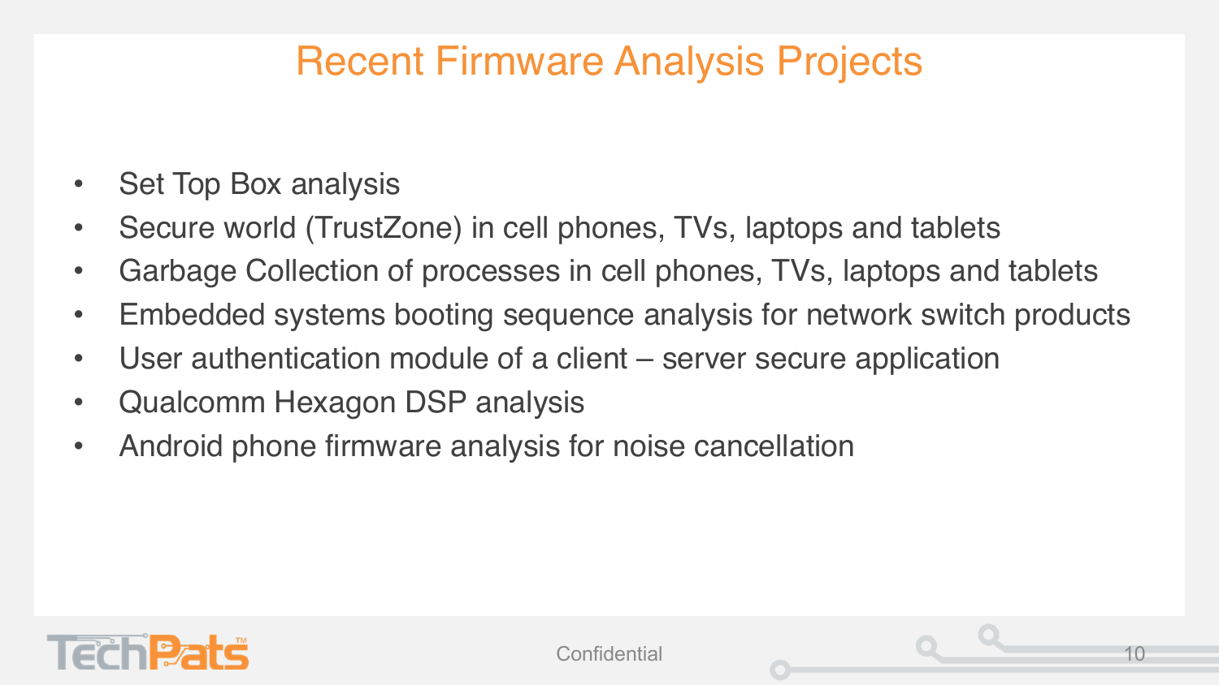# Recent Firmware Analysis Projects

- Set Top Box analysis
- Secure world (TrustZone) in cell phones, TVs, laptops and tablets
- Garbage Collection of processes in cell phones, TVs, laptops and tablets
- Embedded systems booting sequence analysis for network switch products
- User authentication module of a client – server secure application
- Qualcomm Hexagon DSP analysis
- Android phone firmware analysis for noise cancellation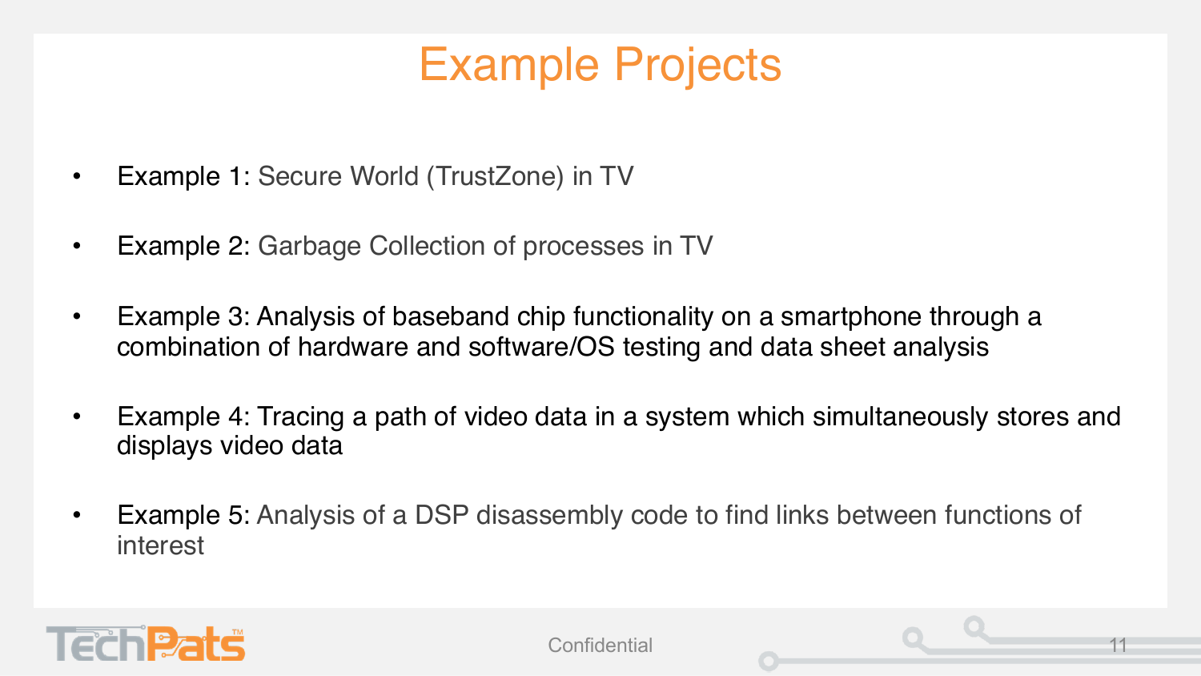# Example Projects

- Example 1: Secure World (TrustZone) in TV
- Example 2: Garbage Collection of processes in TV
- Example 3: Analysis of baseband chip functionality on a smartphone through a combination of hardware and software/OS testing and data sheet analysis
- Example 4: Tracing a path of video data in a system which simultaneously stores and displays video data
- Example 5: Analysis of a DSP disassembly code to find links between functions of interest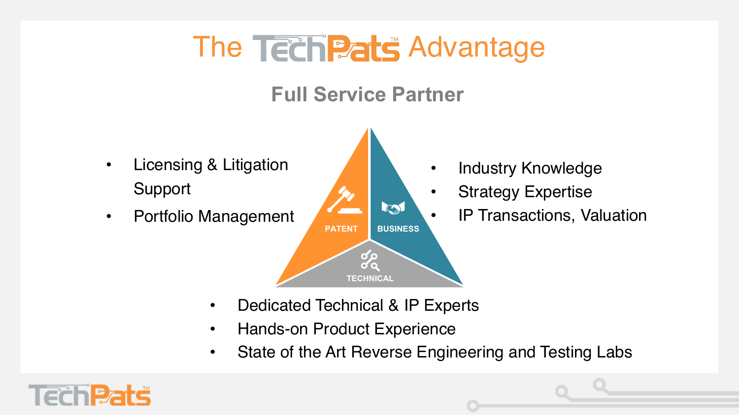# The TechPats™ Advantage

## Full Service Partner

- Licensing & Litigation Support
- Portfolio Management

PATENT

BUSINESS

TECHNICAL

- Industry Knowledge
- Strategy Expertise
- IP Transactions, Valuation

- Dedicated Technical & IP Experts
- Hands-on Product Experience
- State of the Art Reverse Engineering and Testing Labs